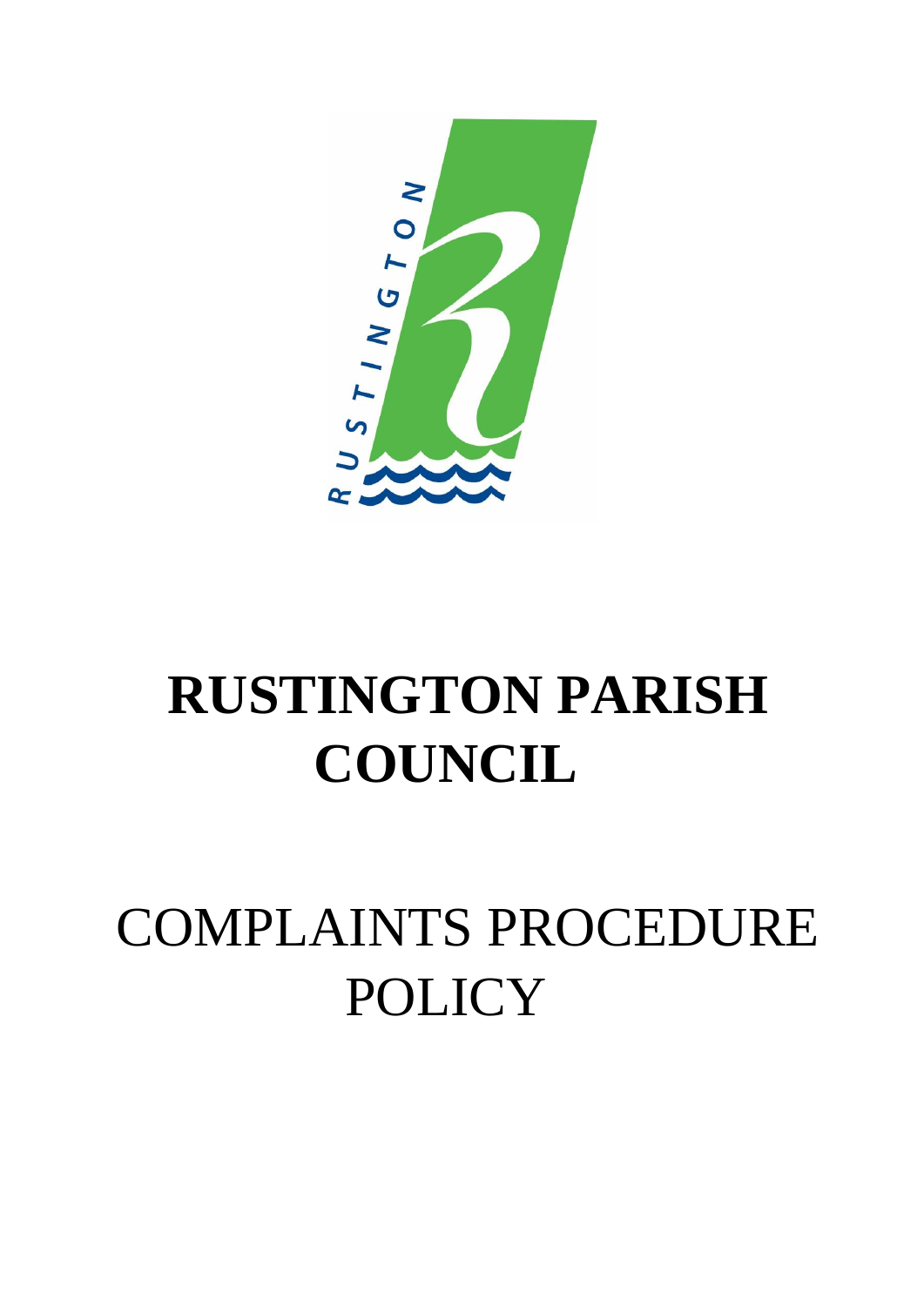# RUSTINGTON PARISH COUNCIL

# COMPLAINTS PROCEDURE POLICY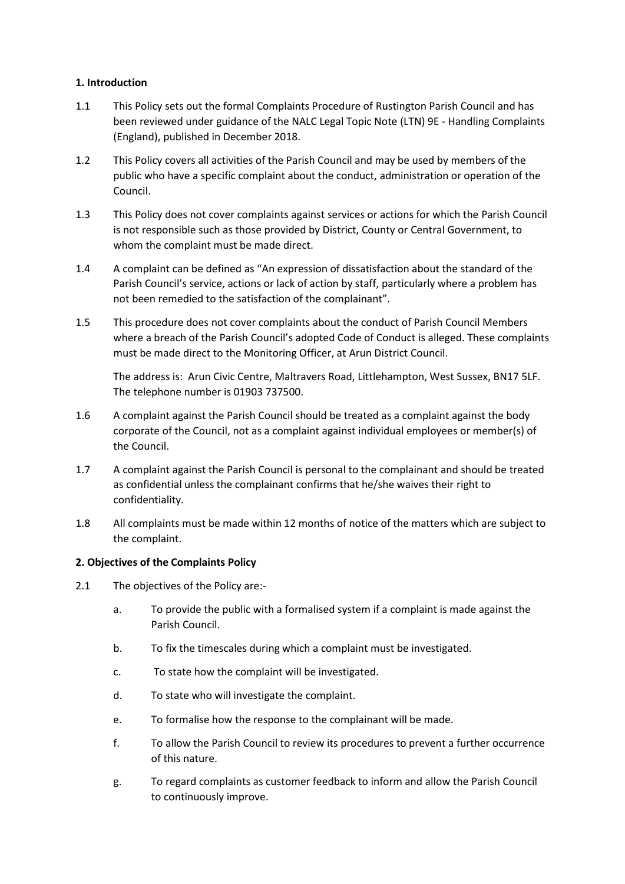**1. Introduction**

1.1 This Policy sets out the formal Complaints Procedure of Rustington Parish Council and has been reviewed under guidance of the NALC Legal Topic Note (LTN) 9E - Handling Complaints (England), published in December 2018.

1.2 This Policy covers all activities of the Parish Council and may be used by members of the public who have a specific complaint about the conduct, administration or operation of the Council.

1.3 This Policy does not cover complaints against services or actions for which the Parish Council is not responsible such as those provided by District, County or Central Government, to whom the complaint must be made direct.

1.4 A complaint can be defined as "An expression of dissatisfaction about the standard of the Parish Council's service, actions or lack of action by staff, particularly where a problem has not been remedied to the satisfaction of the complainant".

1.5 This procedure does not cover complaints about the conduct of Parish Council Members where a breach of the Parish Council's adopted Code of Conduct is alleged. These complaints must be made direct to the Monitoring Officer, at Arun District Council.

The address is: Arun Civic Centre, Maltravers Road, Littlehampton, West Sussex, BN17 5LF. The telephone number is 01903 737500.

1.6 A complaint against the Parish Council should be treated as a complaint against the body corporate of the Council, not as a complaint against individual employees or member(s) of the Council.

1.7 A complaint against the Parish Council is personal to the complainant and should be treated as confidential unless the complainant confirms that he/she waives their right to confidentiality.

1.8 All complaints must be made within 12 months of notice of the matters which are subject to the complaint.

**2. Objectives of the Complaints Policy**

2.1 The objectives of the Policy are:-

a. To provide the public with a formalised system if a complaint is made against the Parish Council.

b. To fix the timescales during which a complaint must be investigated.

c. To state how the complaint will be investigated.

d. To state who will investigate the complaint.

e. To formalise how the response to the complainant will be made.

f. To allow the Parish Council to review its procedures to prevent a further occurrence of this nature.

g. To regard complaints as customer feedback to inform and allow the Parish Council to continuously improve.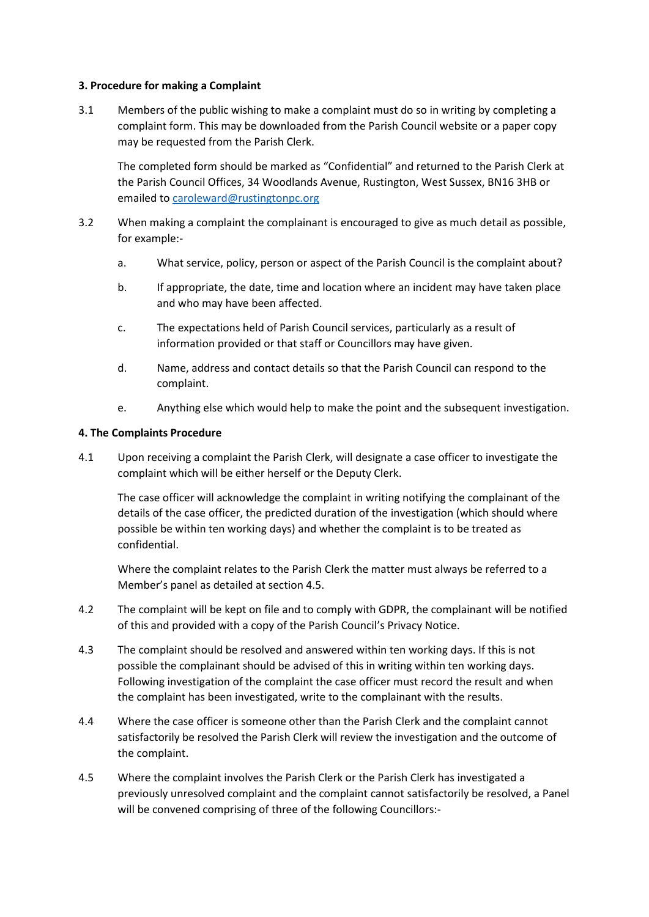**3. Procedure for making a Complaint**

3.1 Members of the public wishing to make a complaint must do so in writing by completing a complaint form. This may be downloaded from the Parish Council website or a paper copy may be requested from the Parish Clerk.

The completed form should be marked as "Confidential" and returned to the Parish Clerk at the Parish Council Offices, 34 Woodlands Avenue, Rustington, West Sussex, BN16 3HB or emailed to caroleward@rustingtonpc.org

3.2 When making a complaint the complainant is encouraged to give as much detail as possible, for example:-

a. What service, policy, person or aspect of the Parish Council is the complaint about?

b. If appropriate, the date, time and location where an incident may have taken place and who may have been affected.

c. The expectations held of Parish Council services, particularly as a result of information provided or that staff or Councillors may have given.

d. Name, address and contact details so that the Parish Council can respond to the complaint.

e. Anything else which would help to make the point and the subsequent investigation.

**4. The Complaints Procedure**

4.1 Upon receiving a complaint the Parish Clerk, will designate a case officer to investigate the complaint which will be either herself or the Deputy Clerk.

The case officer will acknowledge the complaint in writing notifying the complainant of the details of the case officer, the predicted duration of the investigation (which should where possible be within ten working days) and whether the complaint is to be treated as confidential.

Where the complaint relates to the Parish Clerk the matter must always be referred to a Member's panel as detailed at section 4.5.

4.2 The complaint will be kept on file and to comply with GDPR, the complainant will be notified of this and provided with a copy of the Parish Council's Privacy Notice.

4.3 The complaint should be resolved and answered within ten working days. If this is not possible the complainant should be advised of this in writing within ten working days. Following investigation of the complaint the case officer must record the result and when the complaint has been investigated, write to the complainant with the results.

4.4 Where the case officer is someone other than the Parish Clerk and the complaint cannot satisfactorily be resolved the Parish Clerk will review the investigation and the outcome of the complaint.

4.5 Where the complaint involves the Parish Clerk or the Parish Clerk has investigated a previously unresolved complaint and the complaint cannot satisfactorily be resolved, a Panel will be convened comprising of three of the following Councillors:-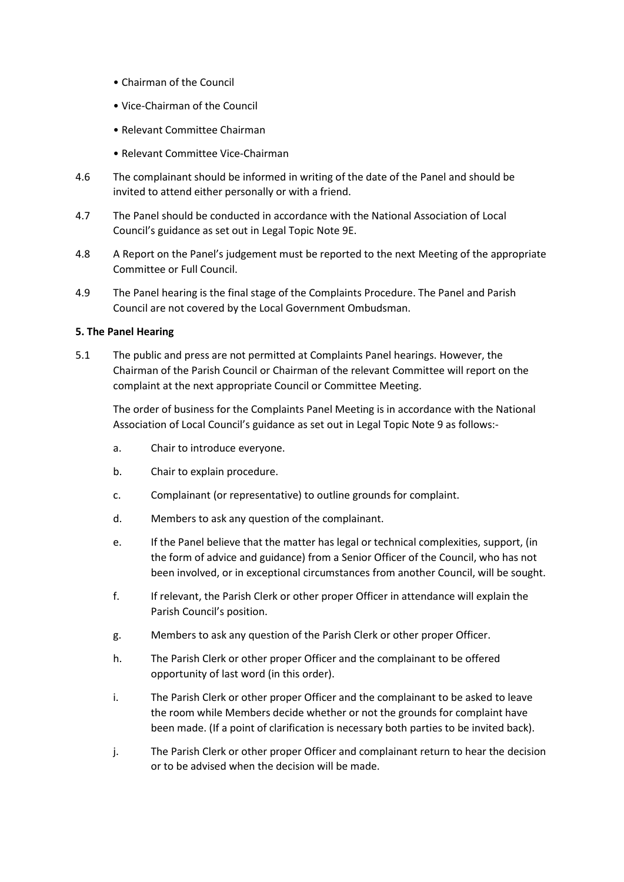- Chairman of the Council
- Vice-Chairman of the Council
- Relevant Committee Chairman
- Relevant Committee Vice-Chairman

4.6 The complainant should be informed in writing of the date of the Panel and should be invited to attend either personally or with a friend.

4.7 The Panel should be conducted in accordance with the National Association of Local Council's guidance as set out in Legal Topic Note 9E.

4.8 A Report on the Panel's judgement must be reported to the next Meeting of the appropriate Committee or Full Council.

4.9 The Panel hearing is the final stage of the Complaints Procedure. The Panel and Parish Council are not covered by the Local Government Ombudsman.

**5. The Panel Hearing**

5.1 The public and press are not permitted at Complaints Panel hearings. However, the Chairman of the Parish Council or Chairman of the relevant Committee will report on the complaint at the next appropriate Council or Committee Meeting.

The order of business for the Complaints Panel Meeting is in accordance with the National Association of Local Council's guidance as set out in Legal Topic Note 9 as follows:-

a. Chair to introduce everyone.

b. Chair to explain procedure.

c. Complainant (or representative) to outline grounds for complaint.

d. Members to ask any question of the complainant.

e. If the Panel believe that the matter has legal or technical complexities, support, (in the form of advice and guidance) from a Senior Officer of the Council, who has not been involved, or in exceptional circumstances from another Council, will be sought.

f. If relevant, the Parish Clerk or other proper Officer in attendance will explain the Parish Council's position.

g. Members to ask any question of the Parish Clerk or other proper Officer.

h. The Parish Clerk or other proper Officer and the complainant to be offered opportunity of last word (in this order).

i. The Parish Clerk or other proper Officer and the complainant to be asked to leave the room while Members decide whether or not the grounds for complaint have been made. (If a point of clarification is necessary both parties to be invited back).

j. The Parish Clerk or other proper Officer and complainant return to hear the decision or to be advised when the decision will be made.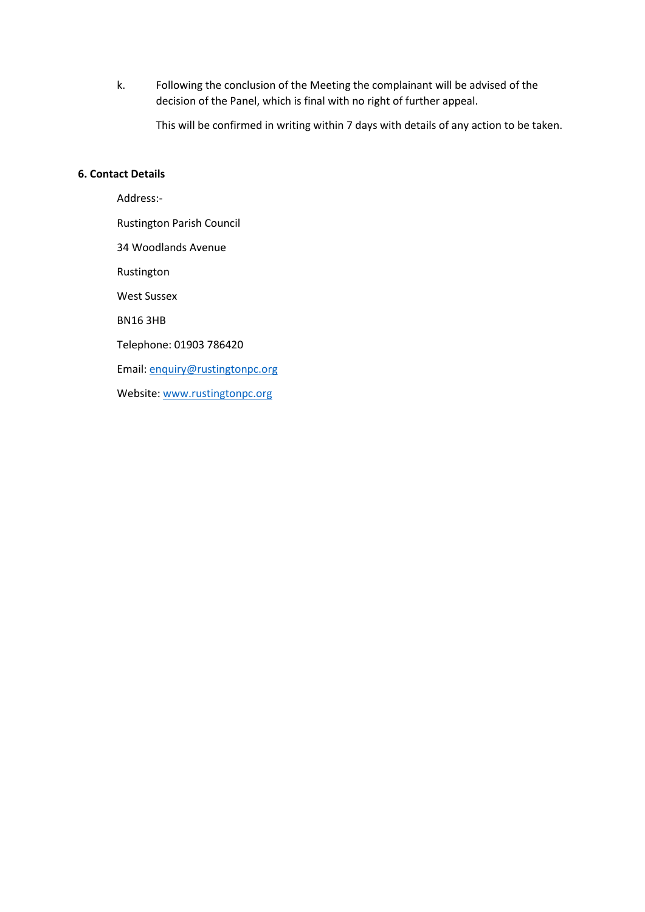k. Following the conclusion of the Meeting the complainant will be advised of the decision of the Panel, which is final with no right of further appeal.

   This will be confirmed in writing within 7 days with details of any action to be taken.

**6. Contact Details**

Address:-

Rustington Parish Council

34 Woodlands Avenue

Rustington

West Sussex

BN16 3HB

Telephone: 01903 786420

Email: enquiry@rustingtonpc.org

Website: www.rustingtonpc.org